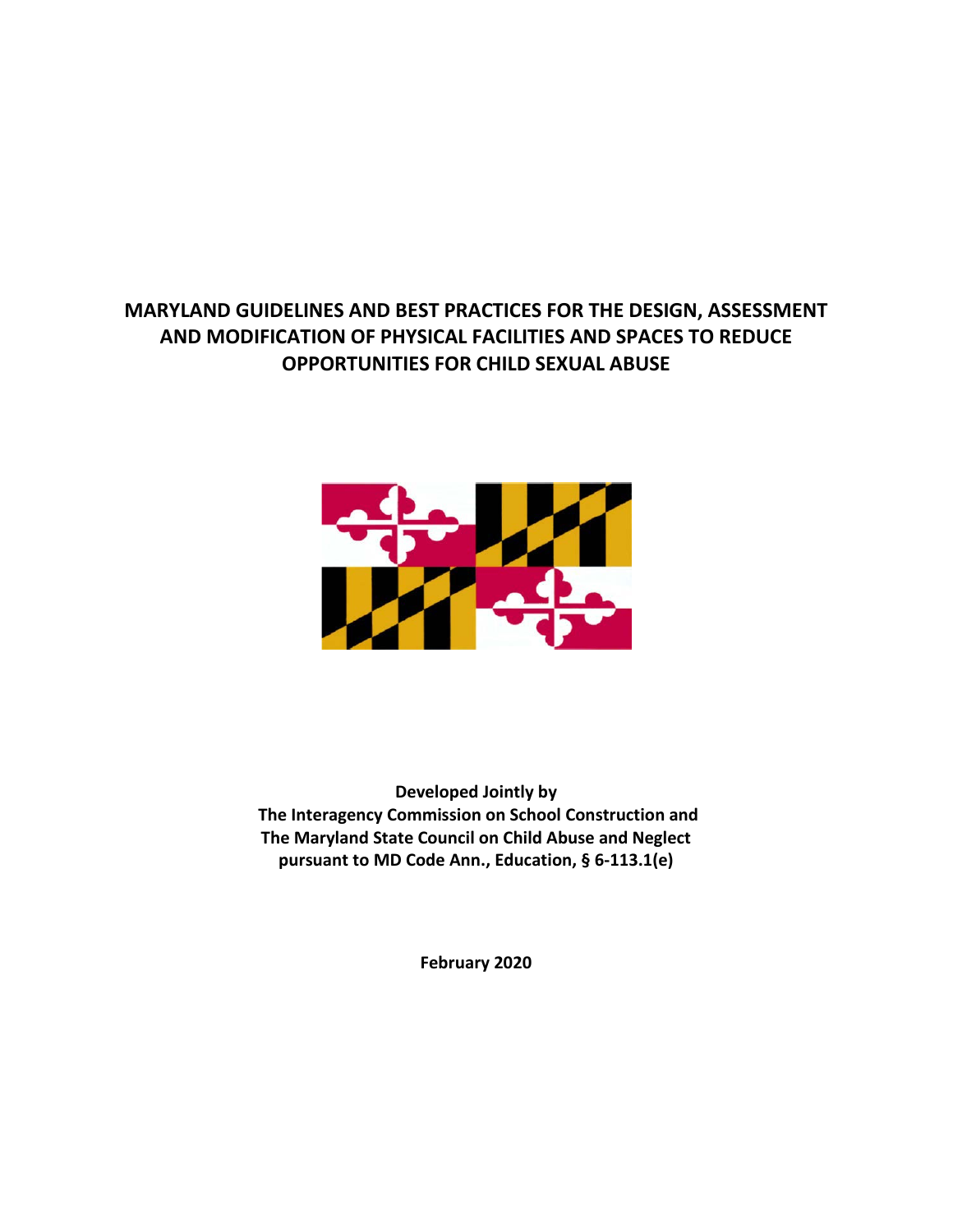# MARYLAND GUIDELINES AND BEST PRACTICES FOR THE DESIGN, ASSESSMENT AND MODIFICATION OF PHYSICAL FACILITIES AND SPACES TO REDUCE OPPORTUNITIES FOR CHILD SEXUAL ABUSE

**Developed Jointly by**
**The Interagency Commission on School Construction and**
**The Maryland State Council on Child Abuse and Neglect**
**pursuant to MD Code Ann., Education, § 6-113.1(e)**

**February 2020**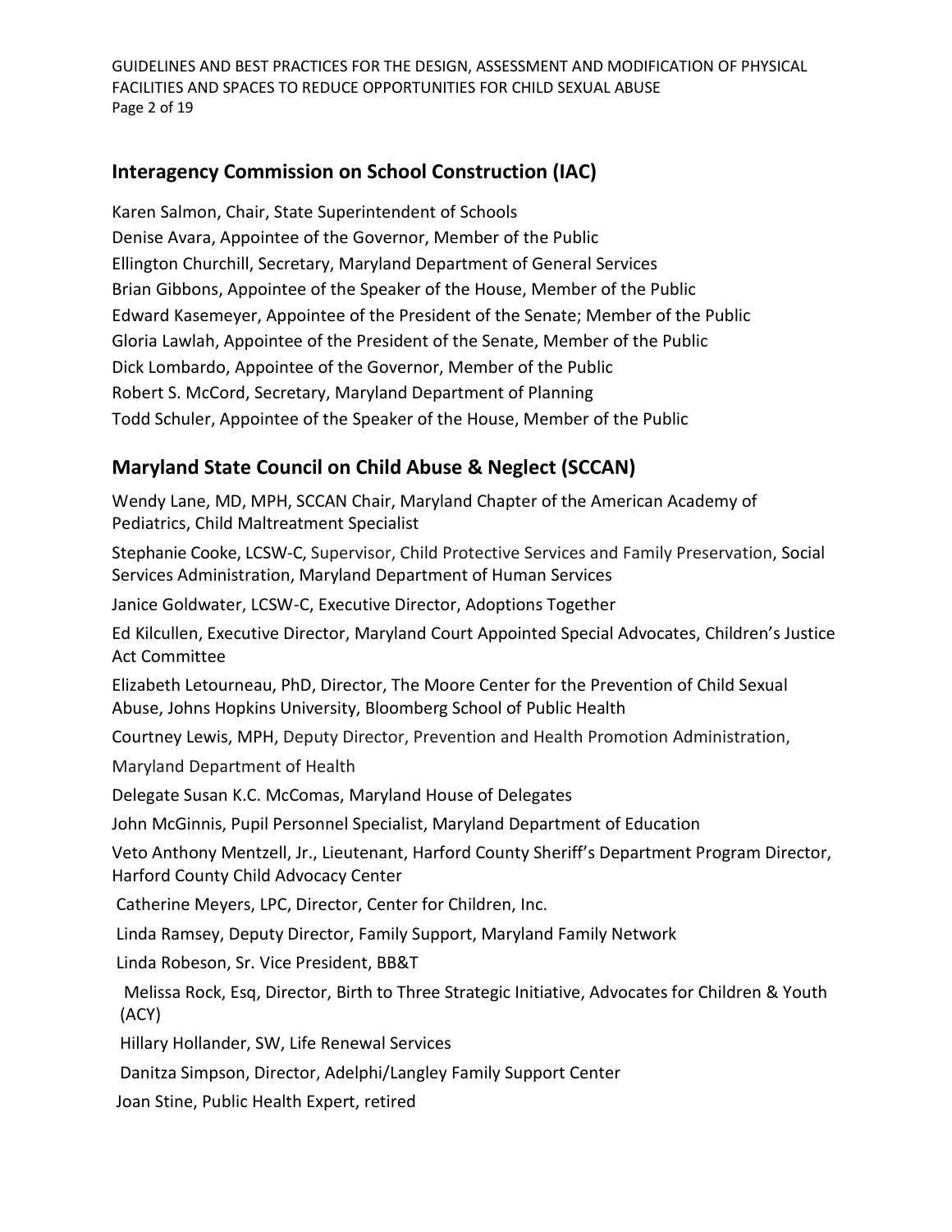## Interagency Commission on School Construction (IAC)

Karen Salmon, Chair, State Superintendent of Schools
Denise Avara, Appointee of the Governor, Member of the Public
Ellington Churchill, Secretary, Maryland Department of General Services
Brian Gibbons, Appointee of the Speaker of the House, Member of the Public
Edward Kasemeyer, Appointee of the President of the Senate; Member of the Public
Gloria Lawlah, Appointee of the President of the Senate, Member of the Public
Dick Lombardo, Appointee of the Governor, Member of the Public
Robert S. McCord, Secretary, Maryland Department of Planning
Todd Schuler, Appointee of the Speaker of the House, Member of the Public

## Maryland State Council on Child Abuse & Neglect (SCCAN)

Wendy Lane, MD, MPH, SCCAN Chair, Maryland Chapter of the American Academy of Pediatrics, Child Maltreatment Specialist

Stephanie Cooke, LCSW-C, Supervisor, Child Protective Services and Family Preservation, Social Services Administration, Maryland Department of Human Services

Janice Goldwater, LCSW-C, Executive Director, Adoptions Together

Ed Kilcullen, Executive Director, Maryland Court Appointed Special Advocates, Children's Justice Act Committee

Elizabeth Letourneau, PhD, Director, The Moore Center for the Prevention of Child Sexual Abuse, Johns Hopkins University, Bloomberg School of Public Health

Courtney Lewis, MPH, Deputy Director, Prevention and Health Promotion Administration, Maryland Department of Health

Delegate Susan K.C. McComas, Maryland House of Delegates

John McGinnis, Pupil Personnel Specialist, Maryland Department of Education

Veto Anthony Mentzell, Jr., Lieutenant, Harford County Sheriff's Department Program Director, Harford County Child Advocacy Center

Catherine Meyers, LPC, Director, Center for Children, Inc.

Linda Ramsey, Deputy Director, Family Support, Maryland Family Network

Linda Robeson, Sr. Vice President, BB&T

Melissa Rock, Esq, Director, Birth to Three Strategic Initiative, Advocates for Children & Youth (ACY)

Hillary Hollander, SW, Life Renewal Services

Danitza Simpson, Director, Adelphi/Langley Family Support Center

Joan Stine, Public Health Expert, retired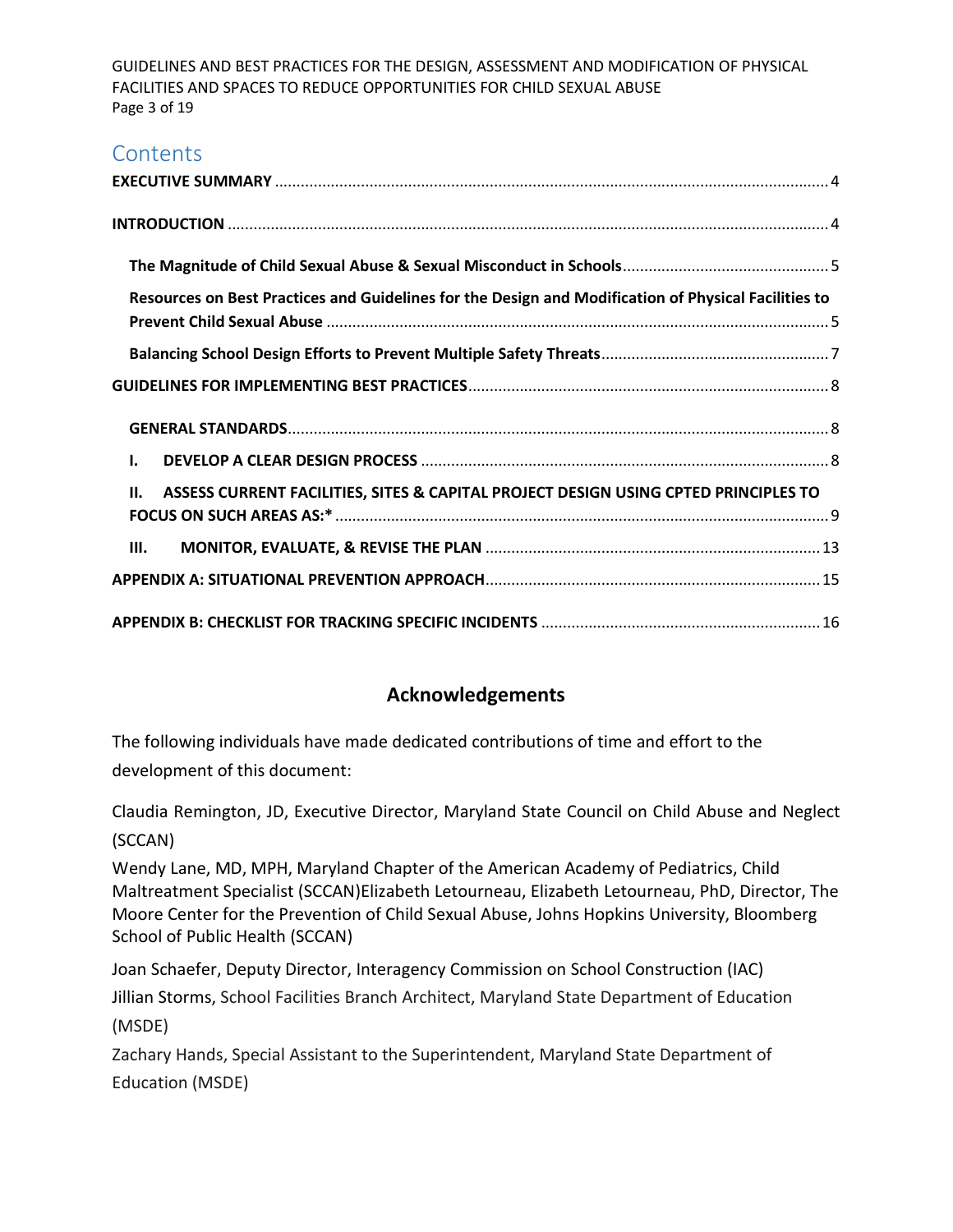## Contents

**EXECUTIVE SUMMARY** .......... 4

**INTRODUCTION** .......... 4

- **The Magnitude of Child Sexual Abuse & Sexual Misconduct in Schools** .......... 5
- **Resources on Best Practices and Guidelines for the Design and Modification of Physical Facilities to Prevent Child Sexual Abuse** .......... 5
- **Balancing School Design Efforts to Prevent Multiple Safety Threats** .......... 7

**GUIDELINES FOR IMPLEMENTING BEST PRACTICES** .......... 8

- **GENERAL STANDARDS** .......... 8
- **I. DEVELOP A CLEAR DESIGN PROCESS** .......... 8
- **II. ASSESS CURRENT FACILITIES, SITES & CAPITAL PROJECT DESIGN USING CPTED PRINCIPLES TO FOCUS ON SUCH AREAS AS:*** .......... 9
- **III. MONITOR, EVALUATE, & REVISE THE PLAN** .......... 13

**APPENDIX A: SITUATIONAL PREVENTION APPROACH** .......... 15

**APPENDIX B: CHECKLIST FOR TRACKING SPECIFIC INCIDENTS** .......... 16

## Acknowledgements

The following individuals have made dedicated contributions of time and effort to the development of this document:

Claudia Remington, JD, Executive Director, Maryland State Council on Child Abuse and Neglect (SCCAN)

Wendy Lane, MD, MPH, Maryland Chapter of the American Academy of Pediatrics, Child Maltreatment Specialist (SCCAN)Elizabeth Letourneau, Elizabeth Letourneau, PhD, Director, The Moore Center for the Prevention of Child Sexual Abuse, Johns Hopkins University, Bloomberg School of Public Health (SCCAN)

Joan Schaefer, Deputy Director, Interagency Commission on School Construction (IAC)

Jillian Storms, School Facilities Branch Architect, Maryland State Department of Education (MSDE)

Zachary Hands, Special Assistant to the Superintendent, Maryland State Department of Education (MSDE)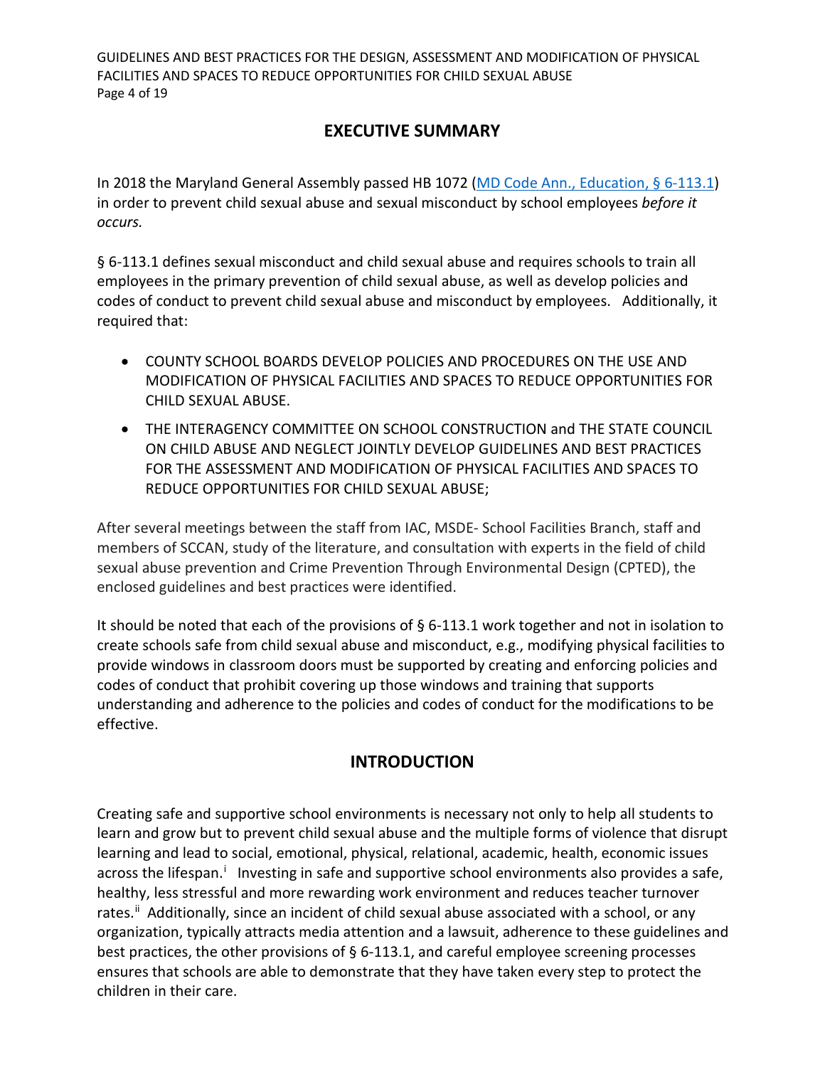## EXECUTIVE SUMMARY

In 2018 the Maryland General Assembly passed HB 1072 ([MD Code Ann., Education, § 6-113.1]) in order to prevent child sexual abuse and sexual misconduct by school employees *before it occurs.*

§ 6-113.1 defines sexual misconduct and child sexual abuse and requires schools to train all employees in the primary prevention of child sexual abuse, as well as develop policies and codes of conduct to prevent child sexual abuse and misconduct by employees. Additionally, it required that:

- COUNTY SCHOOL BOARDS DEVELOP POLICIES AND PROCEDURES ON THE USE AND MODIFICATION OF PHYSICAL FACILITIES AND SPACES TO REDUCE OPPORTUNITIES FOR CHILD SEXUAL ABUSE.
- THE INTERAGENCY COMMITTEE ON SCHOOL CONSTRUCTION and THE STATE COUNCIL ON CHILD ABUSE AND NEGLECT JOINTLY DEVELOP GUIDELINES AND BEST PRACTICES FOR THE ASSESSMENT AND MODIFICATION OF PHYSICAL FACILITIES AND SPACES TO REDUCE OPPORTUNITIES FOR CHILD SEXUAL ABUSE;

After several meetings between the staff from IAC, MSDE- School Facilities Branch, staff and members of SCCAN, study of the literature, and consultation with experts in the field of child sexual abuse prevention and Crime Prevention Through Environmental Design (CPTED), the enclosed guidelines and best practices were identified.

It should be noted that each of the provisions of § 6-113.1 work together and not in isolation to create schools safe from child sexual abuse and misconduct, e.g., modifying physical facilities to provide windows in classroom doors must be supported by creating and enforcing policies and codes of conduct that prohibit covering up those windows and training that supports understanding and adherence to the policies and codes of conduct for the modifications to be effective.

## INTRODUCTION

Creating safe and supportive school environments is necessary not only to help all students to learn and grow but to prevent child sexual abuse and the multiple forms of violence that disrupt learning and lead to social, emotional, physical, relational, academic, health, economic issues across the lifespan.[i] Investing in safe and supportive school environments also provides a safe, healthy, less stressful and more rewarding work environment and reduces teacher turnover rates.[ii] Additionally, since an incident of child sexual abuse associated with a school, or any organization, typically attracts media attention and a lawsuit, adherence to these guidelines and best practices, the other provisions of § 6-113.1, and careful employee screening processes ensures that schools are able to demonstrate that they have taken every step to protect the children in their care.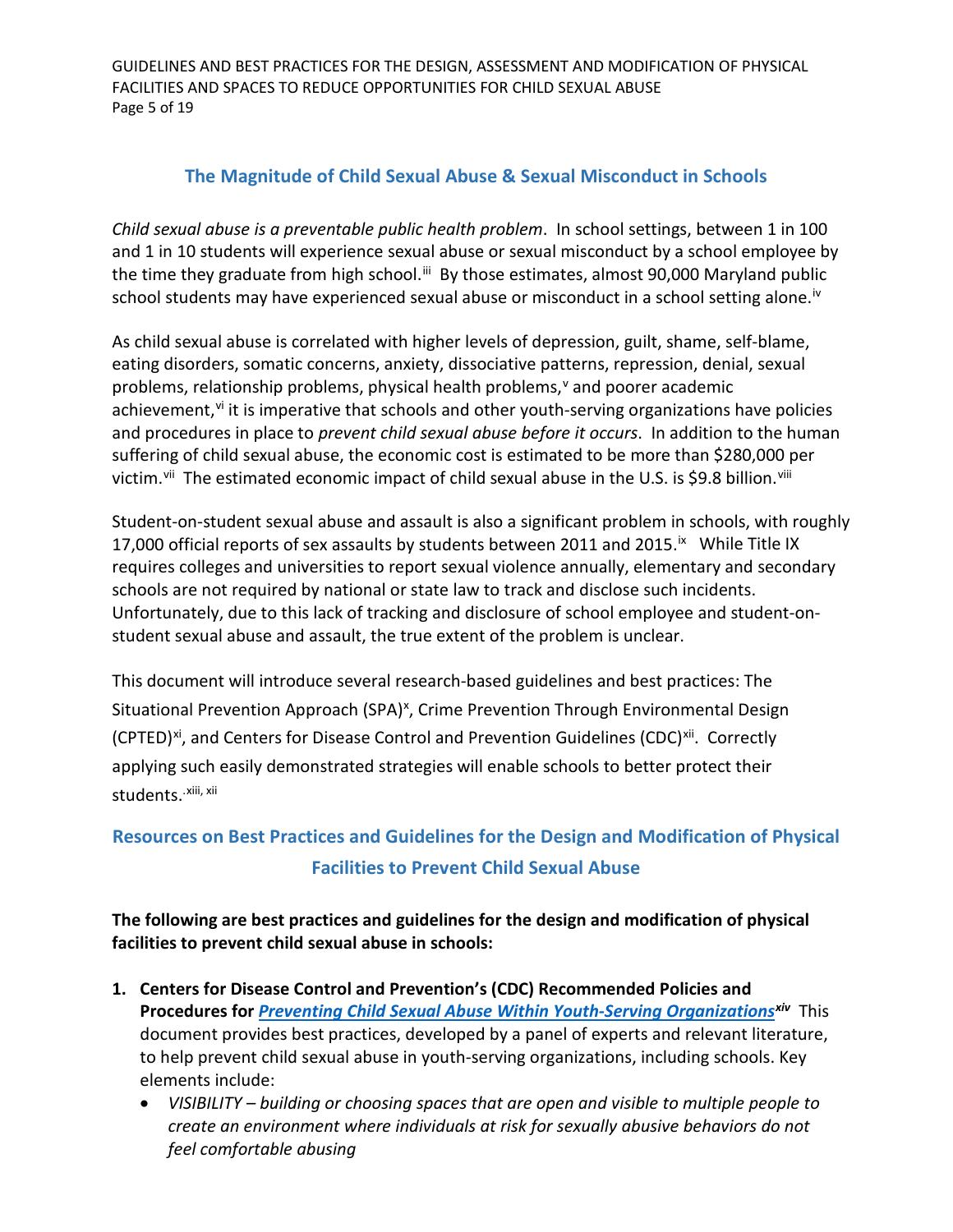## The Magnitude of Child Sexual Abuse & Sexual Misconduct in Schools

*Child sexual abuse is a preventable public health problem*. In school settings, between 1 in 100 and 1 in 10 students will experience sexual abuse or sexual misconduct by a school employee by the time they graduate from high school.[iii] By those estimates, almost 90,000 Maryland public school students may have experienced sexual abuse or misconduct in a school setting alone.[iv]

As child sexual abuse is correlated with higher levels of depression, guilt, shame, self-blame, eating disorders, somatic concerns, anxiety, dissociative patterns, repression, denial, sexual problems, relationship problems, physical health problems,[v] and poorer academic achievement,[vi] it is imperative that schools and other youth-serving organizations have policies and procedures in place to *prevent child sexual abuse before it occurs*. In addition to the human suffering of child sexual abuse, the economic cost is estimated to be more than $280,000 per victim.[vii] The estimated economic impact of child sexual abuse in the U.S. is $9.8 billion.[viii]

Student-on-student sexual abuse and assault is also a significant problem in schools, with roughly 17,000 official reports of sex assaults by students between 2011 and 2015.[ix] While Title IX requires colleges and universities to report sexual violence annually, elementary and secondary schools are not required by national or state law to track and disclose such incidents. Unfortunately, due to this lack of tracking and disclosure of school employee and student-on-student sexual abuse and assault, the true extent of the problem is unclear.

This document will introduce several research-based guidelines and best practices: The Situational Prevention Approach (SPA)[x], Crime Prevention Through Environmental Design (CPTED)[xi], and Centers for Disease Control and Prevention Guidelines (CDC)[xii]. Correctly applying such easily demonstrated strategies will enable schools to better protect their students.[xiii, xii]

## Resources on Best Practices and Guidelines for the Design and Modification of Physical Facilities to Prevent Child Sexual Abuse

**The following are best practices and guidelines for the design and modification of physical facilities to prevent child sexual abuse in schools:**

1. **Centers for Disease Control and Prevention's (CDC) Recommended Policies and Procedures for *Preventing Child Sexual Abuse Within Youth-Serving Organizations*[xiv]** This document provides best practices, developed by a panel of experts and relevant literature, to help prevent child sexual abuse in youth-serving organizations, including schools. Key elements include:
   - *VISIBILITY – building or choosing spaces that are open and visible to multiple people to create an environment where individuals at risk for sexually abusive behaviors do not feel comfortable abusing*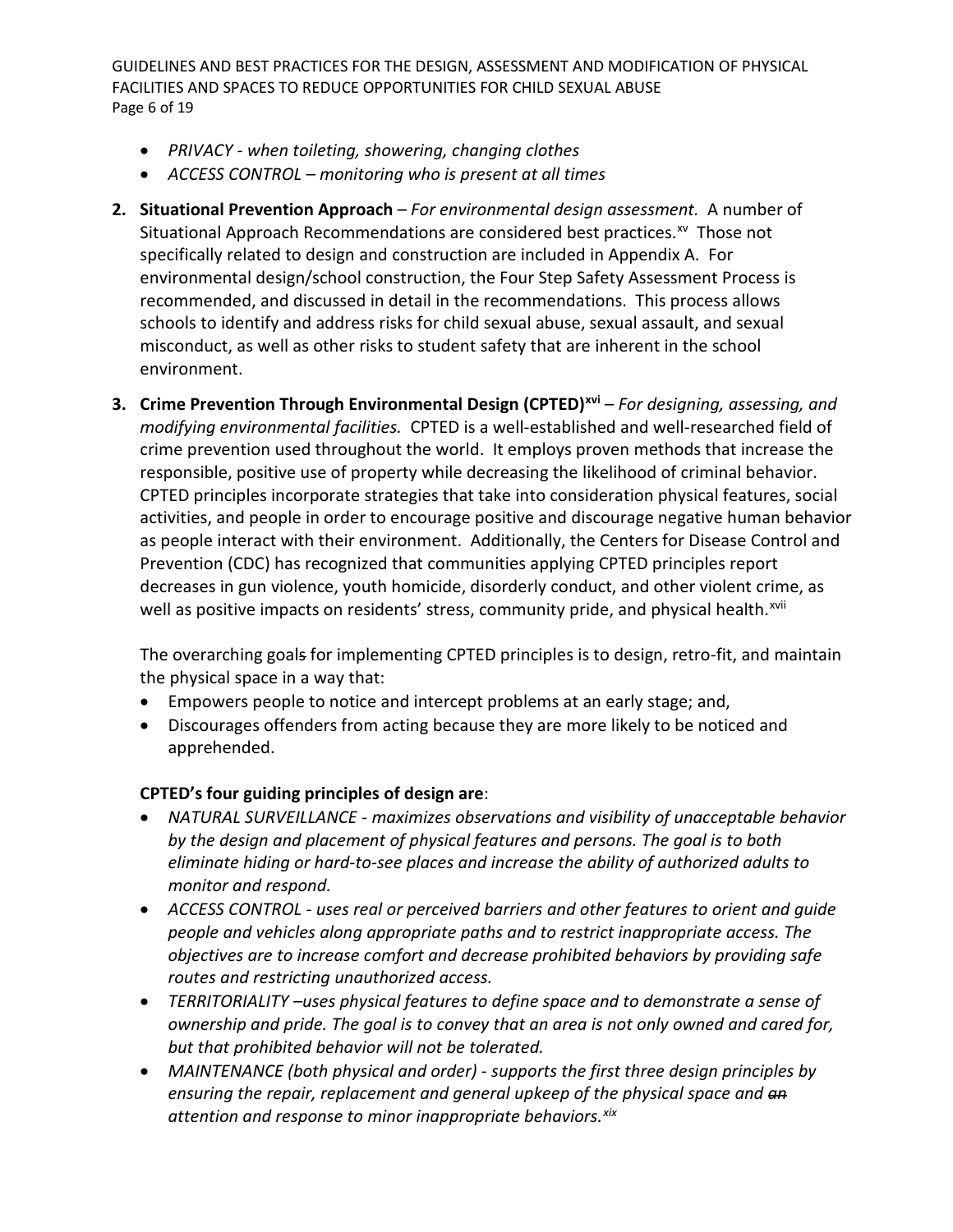- *PRIVACY - when toileting, showering, changing clothes*
- *ACCESS CONTROL – monitoring who is present at all times*

2. **Situational Prevention Approach** – *For environmental design assessment.* A number of Situational Approach Recommendations are considered best practices.[xv] Those not specifically related to design and construction are included in Appendix A. For environmental design/school construction, the Four Step Safety Assessment Process is recommended, and discussed in detail in the recommendations. This process allows schools to identify and address risks for child sexual abuse, sexual assault, and sexual misconduct, as well as other risks to student safety that are inherent in the school environment.

3. **Crime Prevention Through Environmental Design (CPTED)[xvi]** – *For designing, assessing, and modifying environmental facilities.* CPTED is a well-established and well-researched field of crime prevention used throughout the world. It employs proven methods that increase the responsible, positive use of property while decreasing the likelihood of criminal behavior. CPTED principles incorporate strategies that take into consideration physical features, social activities, and people in order to encourage positive and discourage negative human behavior as people interact with their environment. Additionally, the Centers for Disease Control and Prevention (CDC) has recognized that communities applying CPTED principles report decreases in gun violence, youth homicide, disorderly conduct, and other violent crime, as well as positive impacts on residents' stress, community pride, and physical health.[xvii]

   The overarching goals for implementing CPTED principles is to design, retro-fit, and maintain the physical space in a way that:
   - Empowers people to notice and intercept problems at an early stage; and,
   - Discourages offenders from acting because they are more likely to be noticed and apprehended.

   **CPTED's four guiding principles of design are**:
   - *NATURAL SURVEILLANCE - maximizes observations and visibility of unacceptable behavior by the design and placement of physical features and persons. The goal is to both eliminate hiding or hard-to-see places and increase the ability of authorized adults to monitor and respond.*
   - *ACCESS CONTROL - uses real or perceived barriers and other features to orient and guide people and vehicles along appropriate paths and to restrict inappropriate access. The objectives are to increase comfort and decrease prohibited behaviors by providing safe routes and restricting unauthorized access.*
   - *TERRITORIALITY –uses physical features to define space and to demonstrate a sense of ownership and pride. The goal is to convey that an area is not only owned and cared for, but that prohibited behavior will not be tolerated.*
   - *MAINTENANCE (both physical and order) - supports the first three design principles by ensuring the repair, replacement and general upkeep of the physical space and ~~an~~ attention and response to minor inappropriate behaviors.[xix]*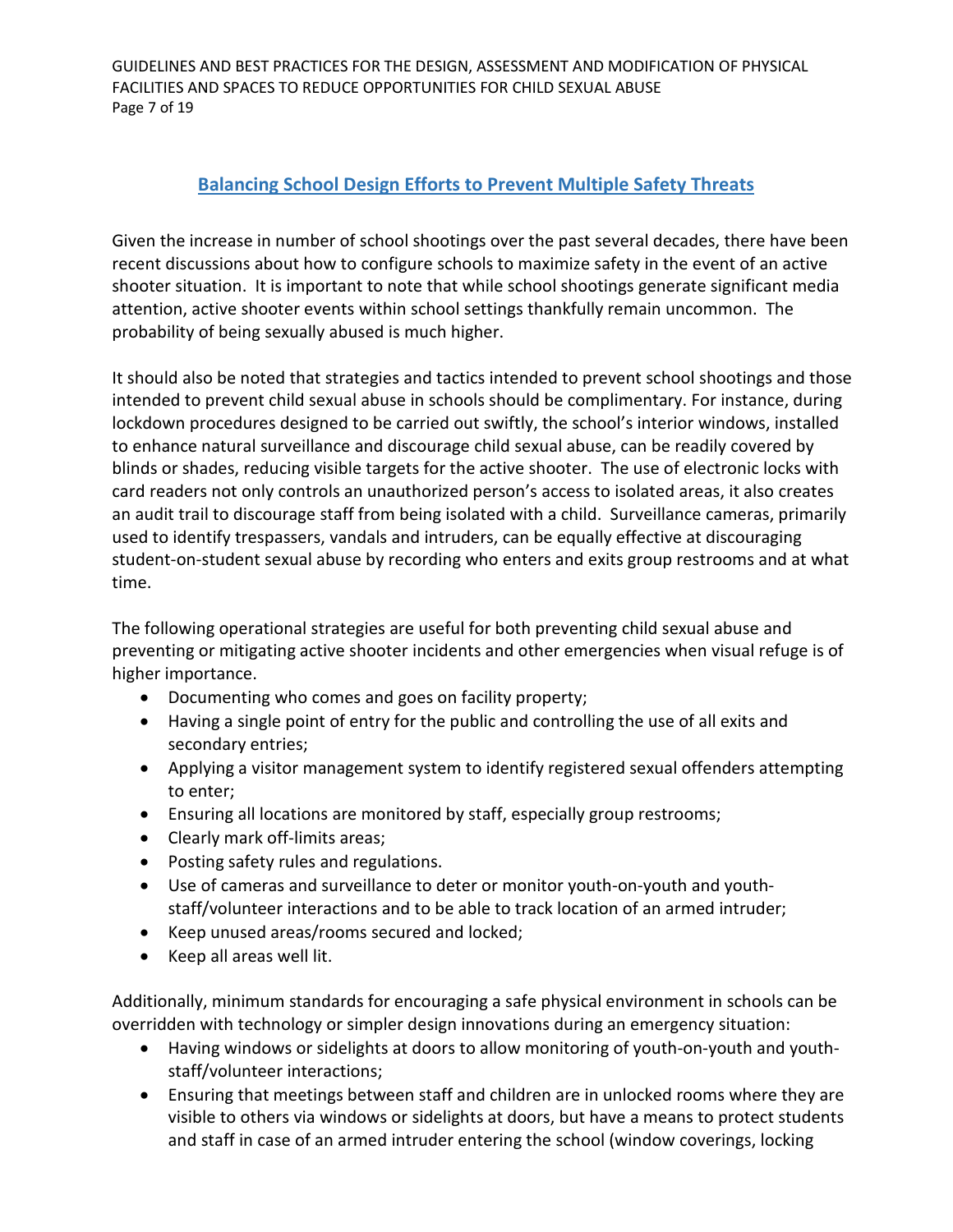## Balancing School Design Efforts to Prevent Multiple Safety Threats

Given the increase in number of school shootings over the past several decades, there have been recent discussions about how to configure schools to maximize safety in the event of an active shooter situation. It is important to note that while school shootings generate significant media attention, active shooter events within school settings thankfully remain uncommon. The probability of being sexually abused is much higher.

It should also be noted that strategies and tactics intended to prevent school shootings and those intended to prevent child sexual abuse in schools should be complimentary. For instance, during lockdown procedures designed to be carried out swiftly, the school's interior windows, installed to enhance natural surveillance and discourage child sexual abuse, can be readily covered by blinds or shades, reducing visible targets for the active shooter. The use of electronic locks with card readers not only controls an unauthorized person's access to isolated areas, it also creates an audit trail to discourage staff from being isolated with a child. Surveillance cameras, primarily used to identify trespassers, vandals and intruders, can be equally effective at discouraging student-on-student sexual abuse by recording who enters and exits group restrooms and at what time.

The following operational strategies are useful for both preventing child sexual abuse and preventing or mitigating active shooter incidents and other emergencies when visual refuge is of higher importance.

- Documenting who comes and goes on facility property;
- Having a single point of entry for the public and controlling the use of all exits and secondary entries;
- Applying a visitor management system to identify registered sexual offenders attempting to enter;
- Ensuring all locations are monitored by staff, especially group restrooms;
- Clearly mark off-limits areas;
- Posting safety rules and regulations.
- Use of cameras and surveillance to deter or monitor youth-on-youth and youth-staff/volunteer interactions and to be able to track location of an armed intruder;
- Keep unused areas/rooms secured and locked;
- Keep all areas well lit.

Additionally, minimum standards for encouraging a safe physical environment in schools can be overridden with technology or simpler design innovations during an emergency situation:

- Having windows or sidelights at doors to allow monitoring of youth-on-youth and youth-staff/volunteer interactions;
- Ensuring that meetings between staff and children are in unlocked rooms where they are visible to others via windows or sidelights at doors, but have a means to protect students and staff in case of an armed intruder entering the school (window coverings, locking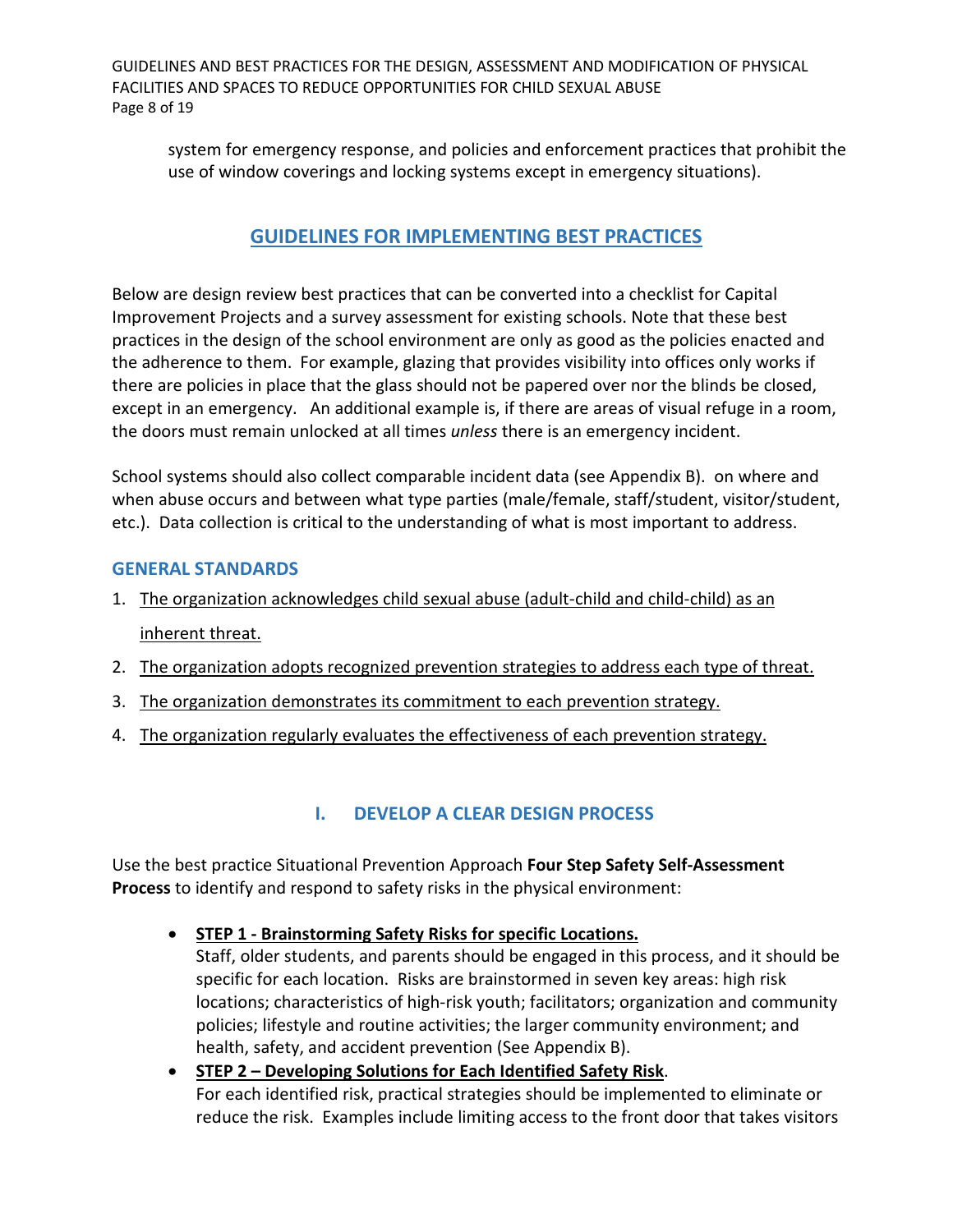system for emergency response, and policies and enforcement practices that prohibit the use of window coverings and locking systems except in emergency situations).

## GUIDELINES FOR IMPLEMENTING BEST PRACTICES

Below are design review best practices that can be converted into a checklist for Capital Improvement Projects and a survey assessment for existing schools. Note that these best practices in the design of the school environment are only as good as the policies enacted and the adherence to them. For example, glazing that provides visibility into offices only works if there are policies in place that the glass should not be papered over nor the blinds be closed, except in an emergency. An additional example is, if there are areas of visual refuge in a room, the doors must remain unlocked at all times *unless* there is an emergency incident.

School systems should also collect comparable incident data (see Appendix B). on where and when abuse occurs and between what type parties (male/female, staff/student, visitor/student, etc.). Data collection is critical to the understanding of what is most important to address.

### GENERAL STANDARDS

1. The organization acknowledges child sexual abuse (adult-child and child-child) as an inherent threat.
2. The organization adopts recognized prevention strategies to address each type of threat.
3. The organization demonstrates its commitment to each prevention strategy.
4. The organization regularly evaluates the effectiveness of each prevention strategy.

## I. DEVELOP A CLEAR DESIGN PROCESS

Use the best practice Situational Prevention Approach **Four Step Safety Self-Assessment Process** to identify and respond to safety risks in the physical environment:

- **STEP 1 - Brainstorming Safety Risks for specific Locations.**
  Staff, older students, and parents should be engaged in this process, and it should be specific for each location. Risks are brainstormed in seven key areas: high risk locations; characteristics of high-risk youth; facilitators; organization and community policies; lifestyle and routine activities; the larger community environment; and health, safety, and accident prevention (See Appendix B).
- **STEP 2 – Developing Solutions for Each Identified Safety Risk**.
  For each identified risk, practical strategies should be implemented to eliminate or reduce the risk. Examples include limiting access to the front door that takes visitors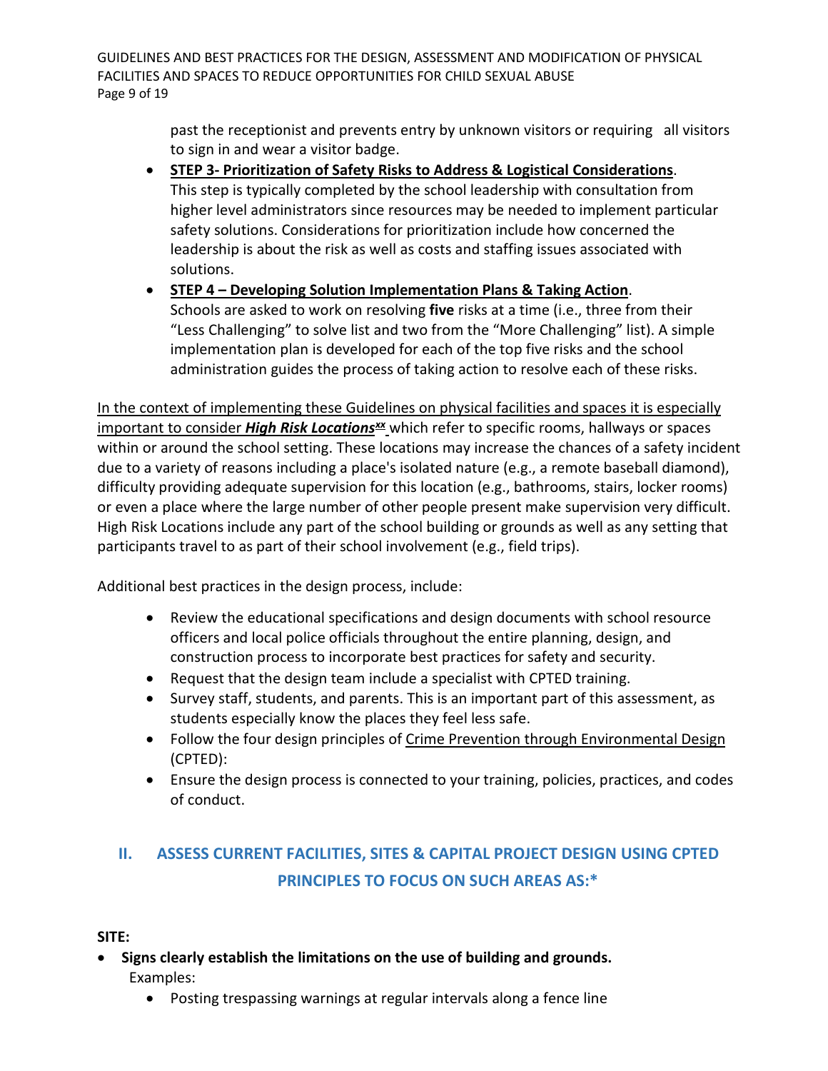past the receptionist and prevents entry by unknown visitors or requiring all visitors to sign in and wear a visitor badge.

- **STEP 3- Prioritization of Safety Risks to Address & Logistical Considerations**. This step is typically completed by the school leadership with consultation from higher level administrators since resources may be needed to implement particular safety solutions. Considerations for prioritization include how concerned the leadership is about the risk as well as costs and staffing issues associated with solutions.
- **STEP 4 – Developing Solution Implementation Plans & Taking Action**. Schools are asked to work on resolving **five** risks at a time (i.e., three from their "Less Challenging" to solve list and two from the "More Challenging" list). A simple implementation plan is developed for each of the top five risks and the school administration guides the process of taking action to resolve each of these risks.

In the context of implementing these Guidelines on physical facilities and spaces it is especially important to consider ***High Risk Locations***[xx] which refer to specific rooms, hallways or spaces within or around the school setting. These locations may increase the chances of a safety incident due to a variety of reasons including a place's isolated nature (e.g., a remote baseball diamond), difficulty providing adequate supervision for this location (e.g., bathrooms, stairs, locker rooms) or even a place where the large number of other people present make supervision very difficult. High Risk Locations include any part of the school building or grounds as well as any setting that participants travel to as part of their school involvement (e.g., field trips).

Additional best practices in the design process, include:

- Review the educational specifications and design documents with school resource officers and local police officials throughout the entire planning, design, and construction process to incorporate best practices for safety and security.
- Request that the design team include a specialist with CPTED training.
- Survey staff, students, and parents. This is an important part of this assessment, as students especially know the places they feel less safe.
- Follow the four design principles of Crime Prevention through Environmental Design (CPTED):
- Ensure the design process is connected to your training, policies, practices, and codes of conduct.

## II. ASSESS CURRENT FACILITIES, SITES & CAPITAL PROJECT DESIGN USING CPTED PRINCIPLES TO FOCUS ON SUCH AREAS AS:*

**SITE:**

- **Signs clearly establish the limitations on the use of building and grounds.** Examples:
  - Posting trespassing warnings at regular intervals along a fence line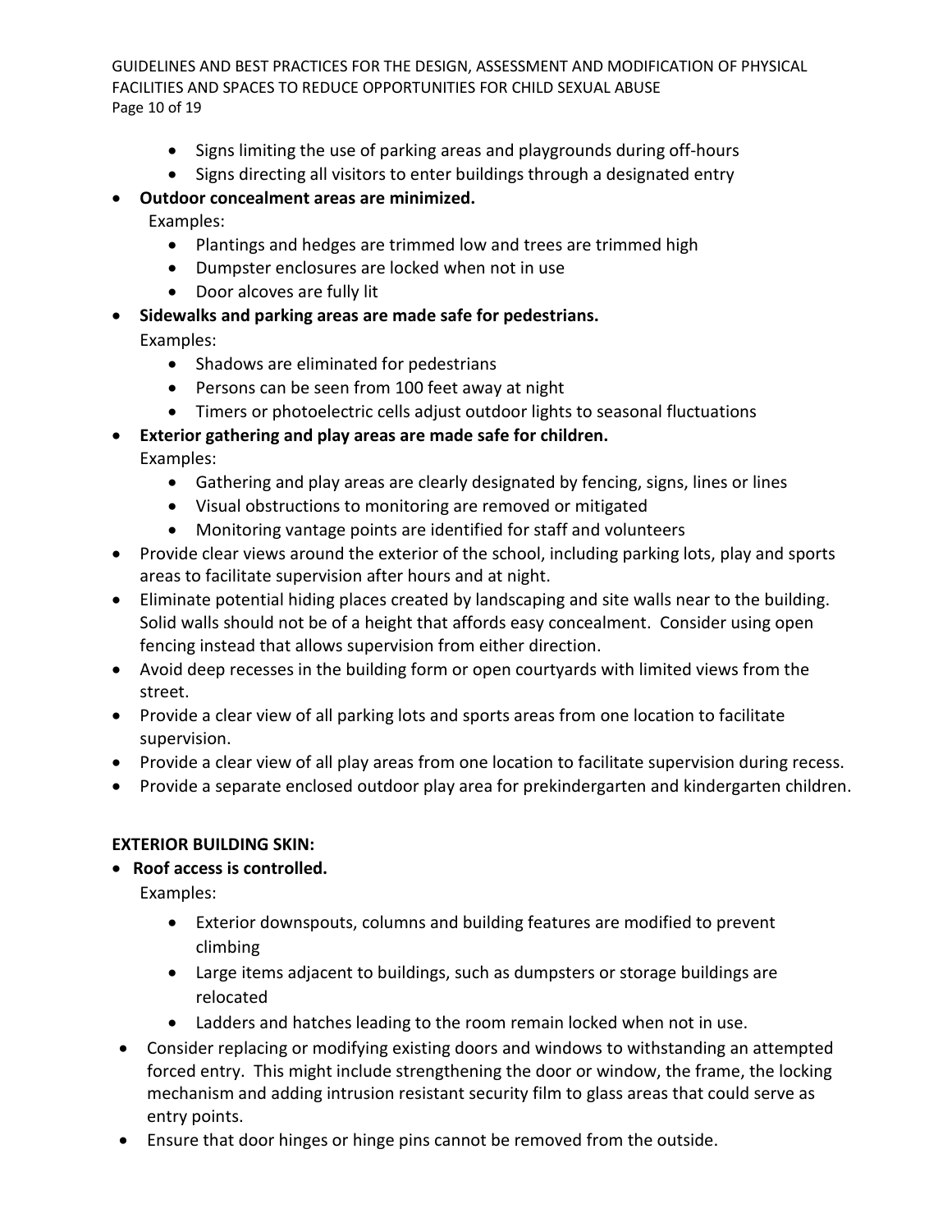- Signs limiting the use of parking areas and playgrounds during off-hours
  - Signs directing all visitors to enter buildings through a designated entry
- **Outdoor concealment areas are minimized.**
  Examples:
  - Plantings and hedges are trimmed low and trees are trimmed high
  - Dumpster enclosures are locked when not in use
  - Door alcoves are fully lit
- **Sidewalks and parking areas are made safe for pedestrians.**
  Examples:
  - Shadows are eliminated for pedestrians
  - Persons can be seen from 100 feet away at night
  - Timers or photoelectric cells adjust outdoor lights to seasonal fluctuations
- **Exterior gathering and play areas are made safe for children.**
  Examples:
  - Gathering and play areas are clearly designated by fencing, signs, lines or lines
  - Visual obstructions to monitoring are removed or mitigated
  - Monitoring vantage points are identified for staff and volunteers
- Provide clear views around the exterior of the school, including parking lots, play and sports areas to facilitate supervision after hours and at night.
- Eliminate potential hiding places created by landscaping and site walls near to the building. Solid walls should not be of a height that affords easy concealment. Consider using open fencing instead that allows supervision from either direction.
- Avoid deep recesses in the building form or open courtyards with limited views from the street.
- Provide a clear view of all parking lots and sports areas from one location to facilitate supervision.
- Provide a clear view of all play areas from one location to facilitate supervision during recess.
- Provide a separate enclosed outdoor play area for prekindergarten and kindergarten children.

**EXTERIOR BUILDING SKIN:**

- **Roof access is controlled.**
  Examples:
  - Exterior downspouts, columns and building features are modified to prevent climbing
  - Large items adjacent to buildings, such as dumpsters or storage buildings are relocated
  - Ladders and hatches leading to the room remain locked when not in use.
- Consider replacing or modifying existing doors and windows to withstanding an attempted forced entry. This might include strengthening the door or window, the frame, the locking mechanism and adding intrusion resistant security film to glass areas that could serve as entry points.
- Ensure that door hinges or hinge pins cannot be removed from the outside.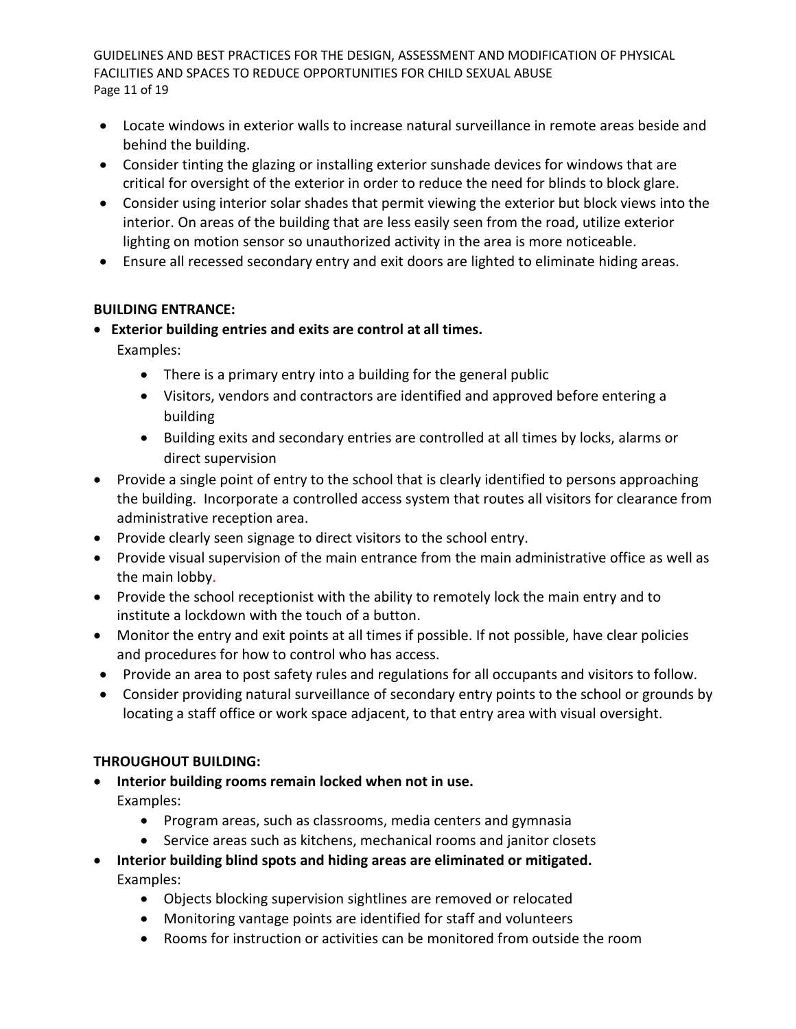- Locate windows in exterior walls to increase natural surveillance in remote areas beside and behind the building.
- Consider tinting the glazing or installing exterior sunshade devices for windows that are critical for oversight of the exterior in order to reduce the need for blinds to block glare.
- Consider using interior solar shades that permit viewing the exterior but block views into the interior. On areas of the building that are less easily seen from the road, utilize exterior lighting on motion sensor so unauthorized activity in the area is more noticeable.
- Ensure all recessed secondary entry and exit doors are lighted to eliminate hiding areas.

**BUILDING ENTRANCE:**

- **Exterior building entries and exits are control at all times.**
  Examples:
  - There is a primary entry into a building for the general public
  - Visitors, vendors and contractors are identified and approved before entering a building
  - Building exits and secondary entries are controlled at all times by locks, alarms or direct supervision
- Provide a single point of entry to the school that is clearly identified to persons approaching the building. Incorporate a controlled access system that routes all visitors for clearance from administrative reception area.
- Provide clearly seen signage to direct visitors to the school entry.
- Provide visual supervision of the main entrance from the main administrative office as well as the main lobby.
- Provide the school receptionist with the ability to remotely lock the main entry and to institute a lockdown with the touch of a button.
- Monitor the entry and exit points at all times if possible. If not possible, have clear policies and procedures for how to control who has access.
- Provide an area to post safety rules and regulations for all occupants and visitors to follow.
- Consider providing natural surveillance of secondary entry points to the school or grounds by locating a staff office or work space adjacent, to that entry area with visual oversight.

**THROUGHOUT BUILDING:**

- **Interior building rooms remain locked when not in use.**
  Examples:
  - Program areas, such as classrooms, media centers and gymnasia
  - Service areas such as kitchens, mechanical rooms and janitor closets
- **Interior building blind spots and hiding areas are eliminated or mitigated.**
  Examples:
  - Objects blocking supervision sightlines are removed or relocated
  - Monitoring vantage points are identified for staff and volunteers
  - Rooms for instruction or activities can be monitored from outside the room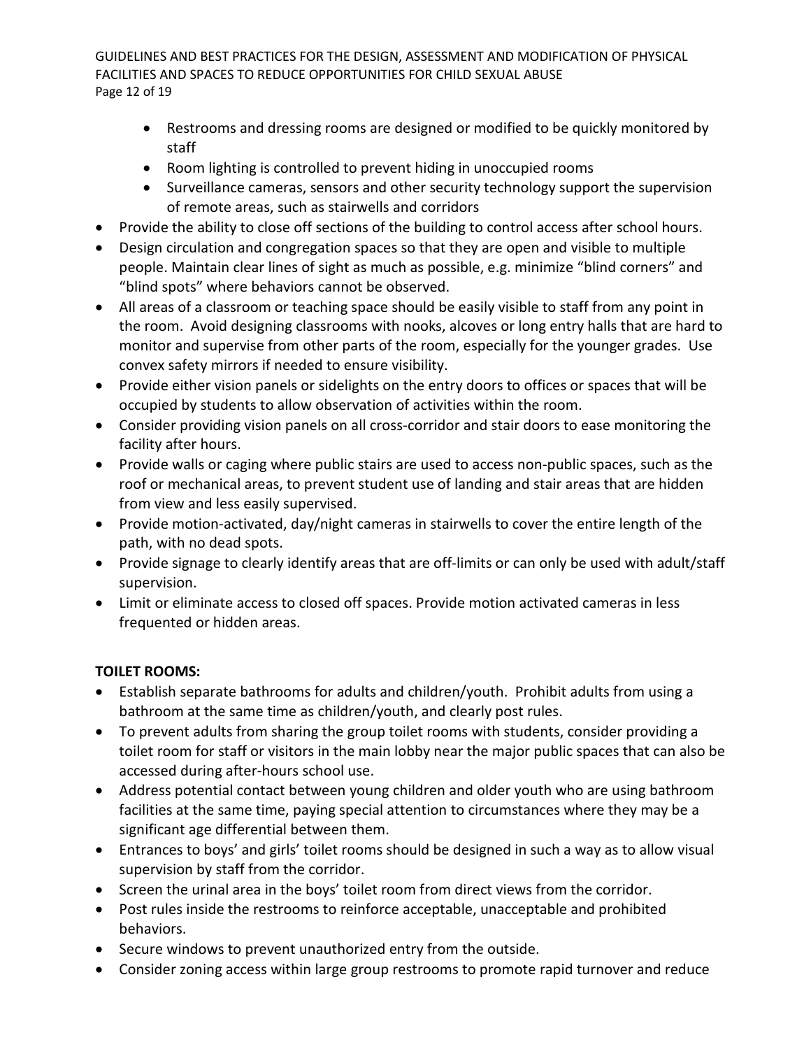- Restrooms and dressing rooms are designed or modified to be quickly monitored by staff
    - Room lighting is controlled to prevent hiding in unoccupied rooms
    - Surveillance cameras, sensors and other security technology support the supervision of remote areas, such as stairwells and corridors
- Provide the ability to close off sections of the building to control access after school hours.
- Design circulation and congregation spaces so that they are open and visible to multiple people. Maintain clear lines of sight as much as possible, e.g. minimize "blind corners" and "blind spots" where behaviors cannot be observed.
- All areas of a classroom or teaching space should be easily visible to staff from any point in the room. Avoid designing classrooms with nooks, alcoves or long entry halls that are hard to monitor and supervise from other parts of the room, especially for the younger grades. Use convex safety mirrors if needed to ensure visibility.
- Provide either vision panels or sidelights on the entry doors to offices or spaces that will be occupied by students to allow observation of activities within the room.
- Consider providing vision panels on all cross-corridor and stair doors to ease monitoring the facility after hours.
- Provide walls or caging where public stairs are used to access non-public spaces, such as the roof or mechanical areas, to prevent student use of landing and stair areas that are hidden from view and less easily supervised.
- Provide motion-activated, day/night cameras in stairwells to cover the entire length of the path, with no dead spots.
- Provide signage to clearly identify areas that are off-limits or can only be used with adult/staff supervision.
- Limit or eliminate access to closed off spaces. Provide motion activated cameras in less frequented or hidden areas.

**TOILET ROOMS:**

- Establish separate bathrooms for adults and children/youth. Prohibit adults from using a bathroom at the same time as children/youth, and clearly post rules.
- To prevent adults from sharing the group toilet rooms with students, consider providing a toilet room for staff or visitors in the main lobby near the major public spaces that can also be accessed during after-hours school use.
- Address potential contact between young children and older youth who are using bathroom facilities at the same time, paying special attention to circumstances where they may be a significant age differential between them.
- Entrances to boys' and girls' toilet rooms should be designed in such a way as to allow visual supervision by staff from the corridor.
- Screen the urinal area in the boys' toilet room from direct views from the corridor.
- Post rules inside the restrooms to reinforce acceptable, unacceptable and prohibited behaviors.
- Secure windows to prevent unauthorized entry from the outside.
- Consider zoning access within large group restrooms to promote rapid turnover and reduce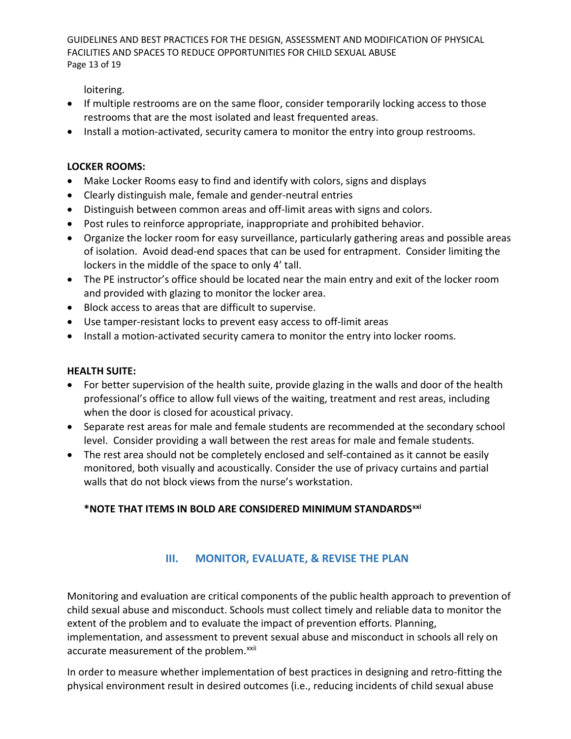loitering.

- If multiple restrooms are on the same floor, consider temporarily locking access to those restrooms that are the most isolated and least frequented areas.
- Install a motion-activated, security camera to monitor the entry into group restrooms.

**LOCKER ROOMS:**

- Make Locker Rooms easy to find and identify with colors, signs and displays
- Clearly distinguish male, female and gender-neutral entries
- Distinguish between common areas and off-limit areas with signs and colors.
- Post rules to reinforce appropriate, inappropriate and prohibited behavior.
- Organize the locker room for easy surveillance, particularly gathering areas and possible areas of isolation. Avoid dead-end spaces that can be used for entrapment. Consider limiting the lockers in the middle of the space to only 4' tall.
- The PE instructor's office should be located near the main entry and exit of the locker room and provided with glazing to monitor the locker area.
- Block access to areas that are difficult to supervise.
- Use tamper-resistant locks to prevent easy access to off-limit areas
- Install a motion-activated security camera to monitor the entry into locker rooms.

**HEALTH SUITE:**

- For better supervision of the health suite, provide glazing in the walls and door of the health professional's office to allow full views of the waiting, treatment and rest areas, including when the door is closed for acoustical privacy.
- Separate rest areas for male and female students are recommended at the secondary school level. Consider providing a wall between the rest areas for male and female students.
- The rest area should not be completely enclosed and self-contained as it cannot be easily monitored, both visually and acoustically. Consider the use of privacy curtains and partial walls that do not block views from the nurse's workstation.

**\*NOTE THAT ITEMS IN BOLD ARE CONSIDERED MINIMUM STANDARDS**[xxi]

## III. MONITOR, EVALUATE, & REVISE THE PLAN

Monitoring and evaluation are critical components of the public health approach to prevention of child sexual abuse and misconduct. Schools must collect timely and reliable data to monitor the extent of the problem and to evaluate the impact of prevention efforts. Planning, implementation, and assessment to prevent sexual abuse and misconduct in schools all rely on accurate measurement of the problem.[xxii]

In order to measure whether implementation of best practices in designing and retro-fitting the physical environment result in desired outcomes (i.e., reducing incidents of child sexual abuse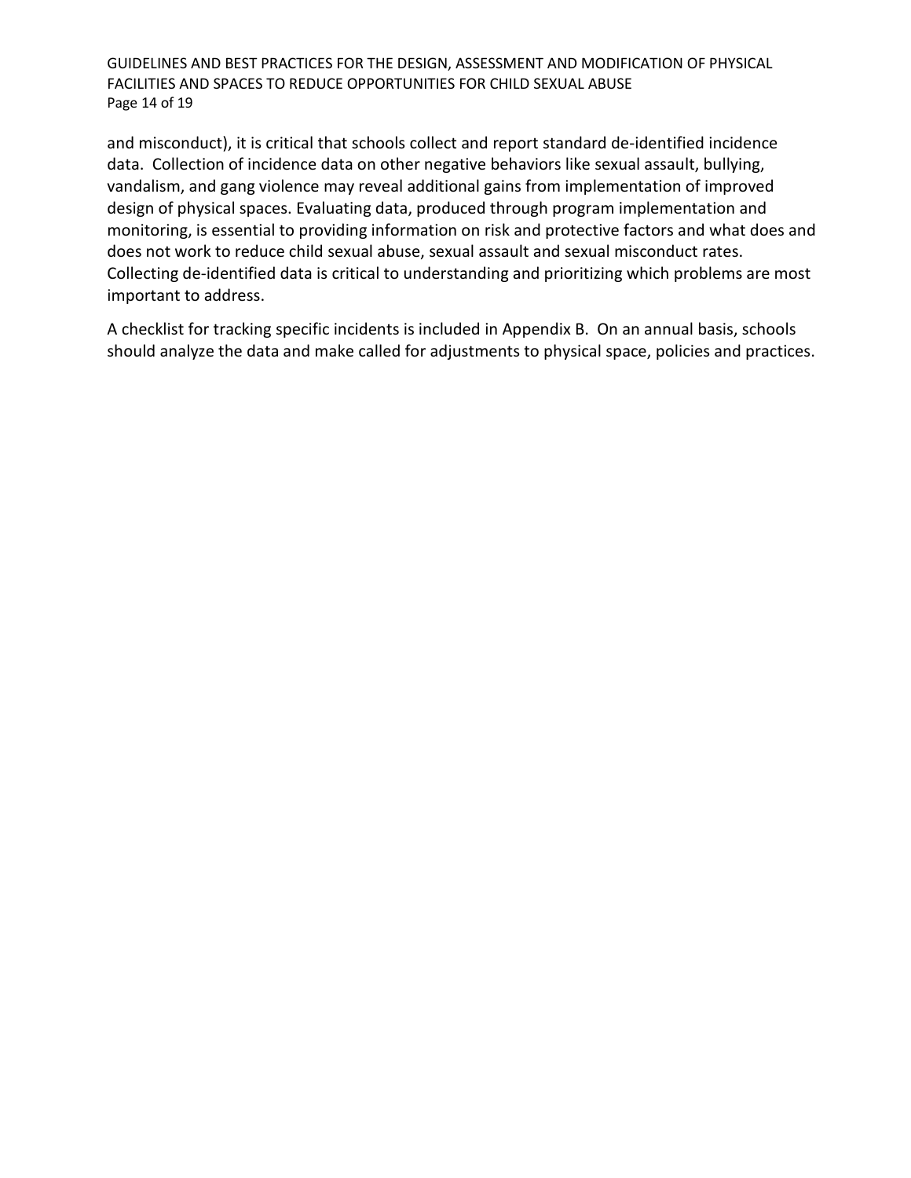and misconduct), it is critical that schools collect and report standard de-identified incidence data. Collection of incidence data on other negative behaviors like sexual assault, bullying, vandalism, and gang violence may reveal additional gains from implementation of improved design of physical spaces. Evaluating data, produced through program implementation and monitoring, is essential to providing information on risk and protective factors and what does and does not work to reduce child sexual abuse, sexual assault and sexual misconduct rates. Collecting de-identified data is critical to understanding and prioritizing which problems are most important to address.

A checklist for tracking specific incidents is included in Appendix B. On an annual basis, schools should analyze the data and make called for adjustments to physical space, policies and practices.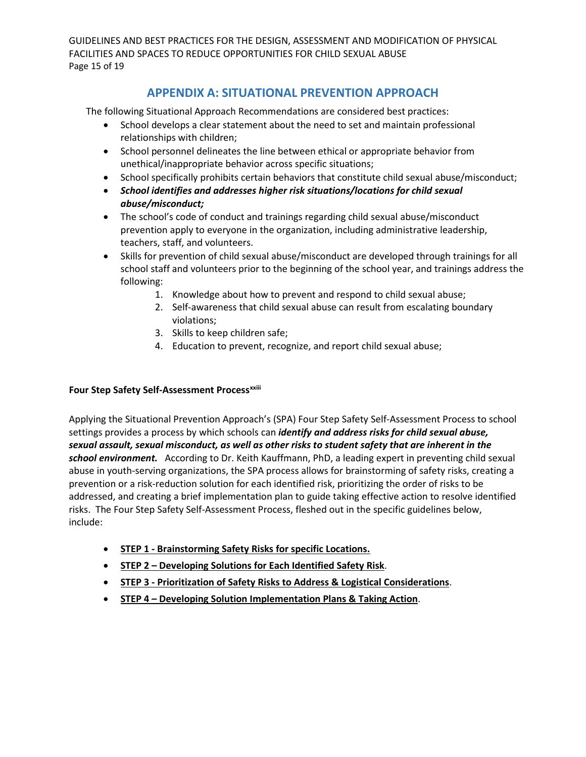## APPENDIX A: SITUATIONAL PREVENTION APPROACH

The following Situational Approach Recommendations are considered best practices:

- School develops a clear statement about the need to set and maintain professional relationships with children;
- School personnel delineates the line between ethical or appropriate behavior from unethical/inappropriate behavior across specific situations;
- School specifically prohibits certain behaviors that constitute child sexual abuse/misconduct;
- ***School identifies and addresses higher risk situations/locations for child sexual abuse/misconduct;***
- The school's code of conduct and trainings regarding child sexual abuse/misconduct prevention apply to everyone in the organization, including administrative leadership, teachers, staff, and volunteers.
- Skills for prevention of child sexual abuse/misconduct are developed through trainings for all school staff and volunteers prior to the beginning of the school year, and trainings address the following:
    1. Knowledge about how to prevent and respond to child sexual abuse;
    2. Self-awareness that child sexual abuse can result from escalating boundary violations;
    3. Skills to keep children safe;
    4. Education to prevent, recognize, and report child sexual abuse;

**Four Step Safety Self-Assessment Process[xxiii]**

Applying the Situational Prevention Approach's (SPA) Four Step Safety Self-Assessment Process to school settings provides a process by which schools can ***identify and address risks for child sexual abuse, sexual assault, sexual misconduct, as well as other risks to student safety that are inherent in the school environment.*** According to Dr. Keith Kauffmann, PhD, a leading expert in preventing child sexual abuse in youth-serving organizations, the SPA process allows for brainstorming of safety risks, creating a prevention or a risk-reduction solution for each identified risk, prioritizing the order of risks to be addressed, and creating a brief implementation plan to guide taking effective action to resolve identified risks. The Four Step Safety Self-Assessment Process, fleshed out in the specific guidelines below, include:

- **STEP 1 - Brainstorming Safety Risks for specific Locations.**
- **STEP 2 – Developing Solutions for Each Identified Safety Risk**.
- **STEP 3 - Prioritization of Safety Risks to Address & Logistical Considerations**.
- **STEP 4 – Developing Solution Implementation Plans & Taking Action**.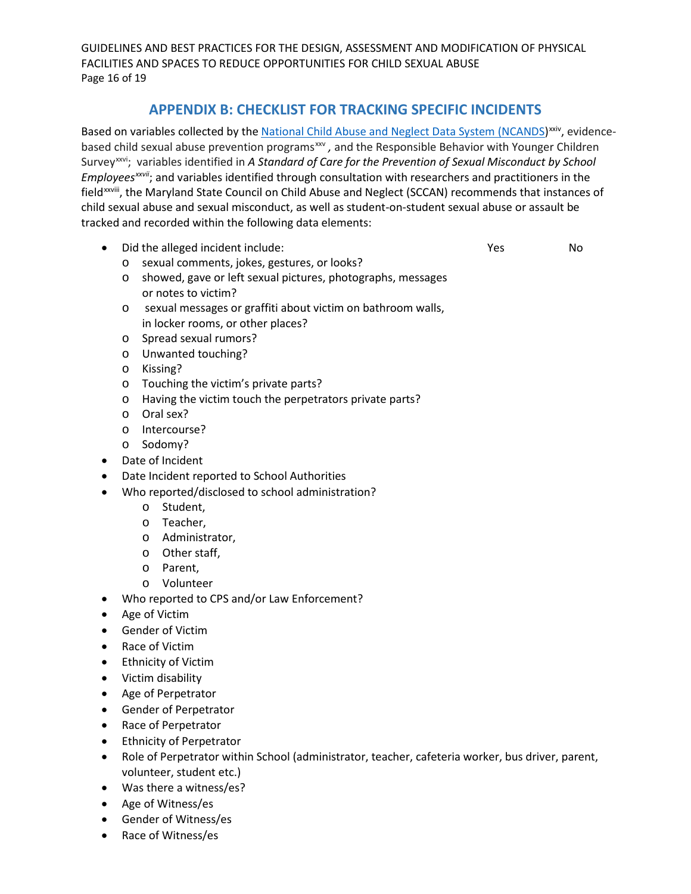## APPENDIX B: CHECKLIST FOR TRACKING SPECIFIC INCIDENTS

Based on variables collected by the [National Child Abuse and Neglect Data System (NCANDS)](#)[xxiv], evidence-based child sexual abuse prevention programs[xxv]*,* and the Responsible Behavior with Younger Children Survey[xxvi]; variables identified in ***A Standard of Care for the Prevention of Sexual Misconduct by School Employees***[xxvii]; and variables identified through consultation with researchers and practitioners in the field[xxviii], the Maryland State Council on Child Abuse and Neglect (SCCAN) recommends that instances of child sexual abuse and sexual misconduct, as well as student-on-student sexual abuse or assault be tracked and recorded within the following data elements:

- Did the alleged incident include: Yes No
  - sexual comments, jokes, gestures, or looks?
  - showed, gave or left sexual pictures, photographs, messages or notes to victim?
  - sexual messages or graffiti about victim on bathroom walls, in locker rooms, or other places?
  - Spread sexual rumors?
  - Unwanted touching?
  - Kissing?
  - Touching the victim's private parts?
  - Having the victim touch the perpetrators private parts?
  - Oral sex?
  - Intercourse?
  - Sodomy?
- Date of Incident
- Date Incident reported to School Authorities
- Who reported/disclosed to school administration?
  - Student,
  - Teacher,
  - Administrator,
  - Other staff,
  - Parent,
  - Volunteer
- Who reported to CPS and/or Law Enforcement?
- Age of Victim
- Gender of Victim
- Race of Victim
- Ethnicity of Victim
- Victim disability
- Age of Perpetrator
- Gender of Perpetrator
- Race of Perpetrator
- Ethnicity of Perpetrator
- Role of Perpetrator within School (administrator, teacher, cafeteria worker, bus driver, parent, volunteer, student etc.)
- Was there a witness/es?
- Age of Witness/es
- Gender of Witness/es
- Race of Witness/es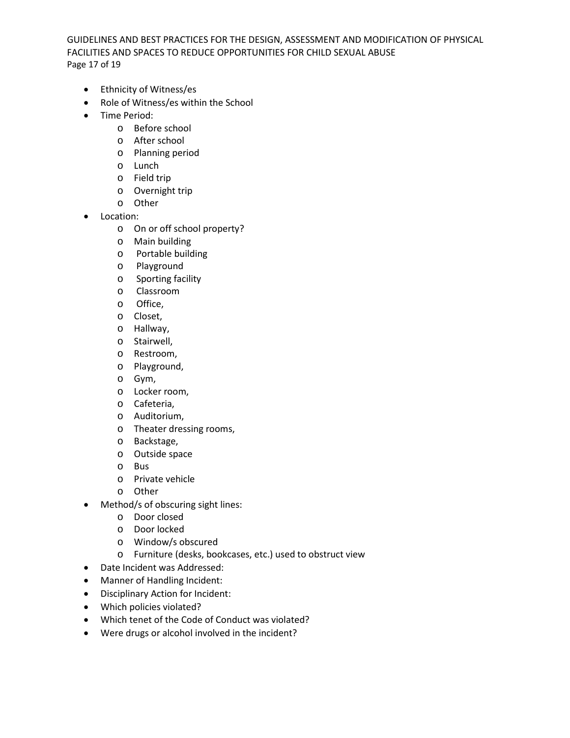- Ethnicity of Witness/es
- Role of Witness/es within the School
- Time Period:
  - Before school
  - After school
  - Planning period
  - Lunch
  - Field trip
  - Overnight trip
  - Other
- Location:
  - On or off school property?
  - Main building
  - Portable building
  - Playground
  - Sporting facility
  - Classroom
  - Office,
  - Closet,
  - Hallway,
  - Stairwell,
  - Restroom,
  - Playground,
  - Gym,
  - Locker room,
  - Cafeteria,
  - Auditorium,
  - Theater dressing rooms,
  - Backstage,
  - Outside space
  - Bus
  - Private vehicle
  - Other
- Method/s of obscuring sight lines:
  - Door closed
  - Door locked
  - Window/s obscured
  - Furniture (desks, bookcases, etc.) used to obstruct view
- Date Incident was Addressed:
- Manner of Handling Incident:
- Disciplinary Action for Incident:
- Which policies violated?
- Which tenet of the Code of Conduct was violated?
- Were drugs or alcohol involved in the incident?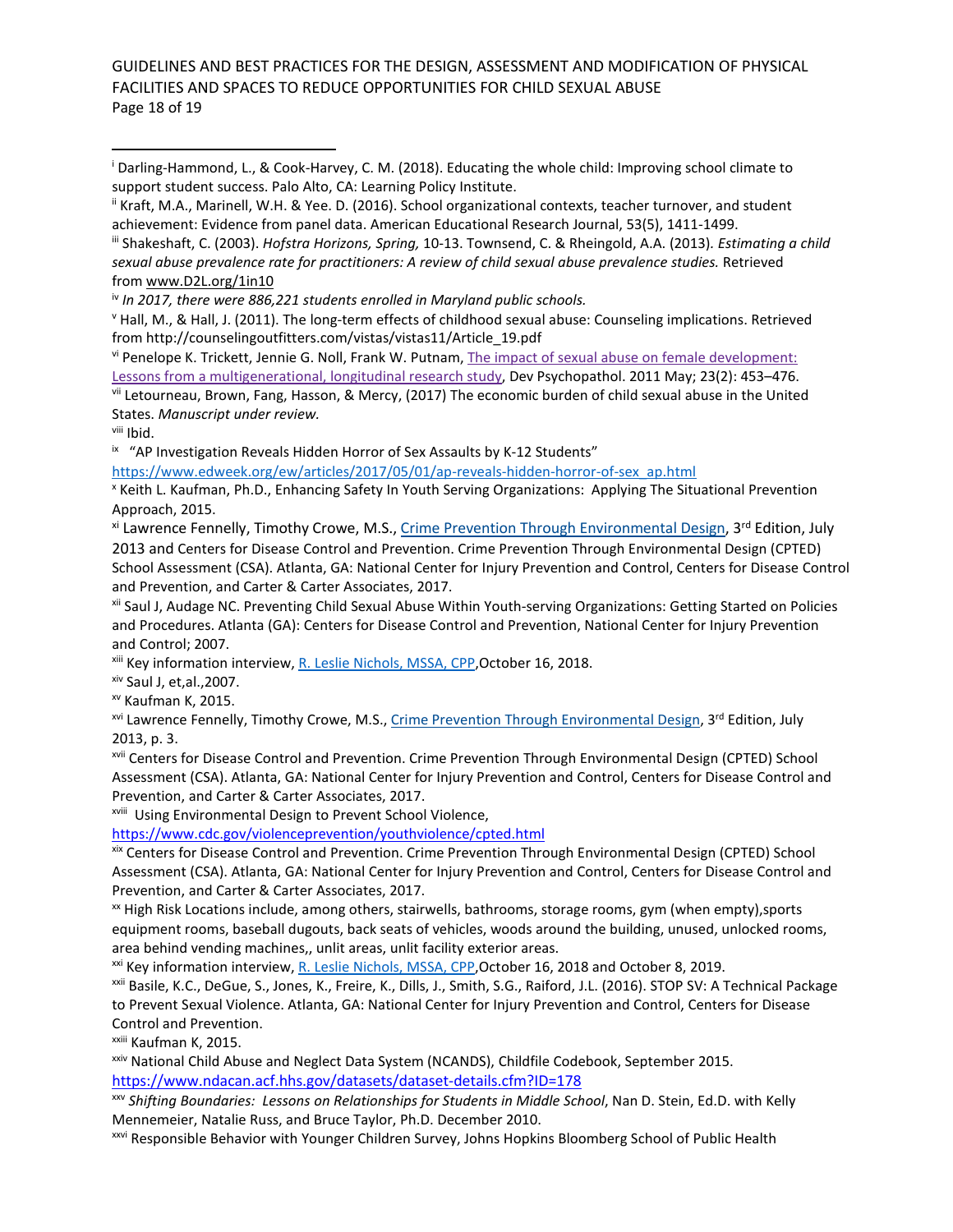[i] Darling-Hammond, L., & Cook-Harvey, C. M. (2018). Educating the whole child: Improving school climate to support student success. Palo Alto, CA: Learning Policy Institute.

[ii] Kraft, M.A., Marinell, W.H. & Yee. D. (2016). School organizational contexts, teacher turnover, and student achievement: Evidence from panel data. American Educational Research Journal, 53(5), 1411-1499.

[iii] Shakeshaft, C. (2003). *Hofstra Horizons, Spring,* 10-13. Townsend, C. & Rheingold, A.A. (2013). *Estimating a child sexual abuse prevalence rate for practitioners: A review of child sexual abuse prevalence studies.* Retrieved from www.D2L.org/1in10

[iv] *In 2017, there were 886,221 students enrolled in Maryland public schools.*

[v] Hall, M., & Hall, J. (2011). The long-term effects of childhood sexual abuse: Counseling implications. Retrieved from http://counselingoutfitters.com/vistas/vistas11/Article_19.pdf

[vi] Penelope K. Trickett, Jennie G. Noll, Frank W. Putnam, The impact of sexual abuse on female development: Lessons from a multigenerational, longitudinal research study, Dev Psychopathol. 2011 May; 23(2): 453–476.

[vii] Letourneau, Brown, Fang, Hasson, & Mercy, (2017) The economic burden of child sexual abuse in the United States. *Manuscript under review.*

[viii] Ibid.

[ix] "AP Investigation Reveals Hidden Horror of Sex Assaults by K-12 Students"
https://www.edweek.org/ew/articles/2017/05/01/ap-reveals-hidden-horror-of-sex_ap.html

[x] Keith L. Kaufman, Ph.D., Enhancing Safety In Youth Serving Organizations: Applying The Situational Prevention Approach, 2015.

[xi] Lawrence Fennelly, Timothy Crowe, M.S., Crime Prevention Through Environmental Design, 3rd Edition, July 2013 and Centers for Disease Control and Prevention. Crime Prevention Through Environmental Design (CPTED) School Assessment (CSA). Atlanta, GA: National Center for Injury Prevention and Control, Centers for Disease Control and Prevention, and Carter & Carter Associates, 2017.

[xii] Saul J, Audage NC. Preventing Child Sexual Abuse Within Youth-serving Organizations: Getting Started on Policies and Procedures. Atlanta (GA): Centers for Disease Control and Prevention, National Center for Injury Prevention and Control; 2007.

[xiii] Key information interview, R. Leslie Nichols, MSSA, CPP,October 16, 2018.

[xiv] Saul J, et,al.,2007.

[xv] Kaufman K, 2015.

[xvi] Lawrence Fennelly, Timothy Crowe, M.S., Crime Prevention Through Environmental Design, 3rd Edition, July 2013, p. 3.

[xvii] Centers for Disease Control and Prevention. Crime Prevention Through Environmental Design (CPTED) School Assessment (CSA). Atlanta, GA: National Center for Injury Prevention and Control, Centers for Disease Control and Prevention, and Carter & Carter Associates, 2017.

[xviii] Using Environmental Design to Prevent School Violence,
https://www.cdc.gov/violenceprevention/youthviolence/cpted.html

[xix] Centers for Disease Control and Prevention. Crime Prevention Through Environmental Design (CPTED) School Assessment (CSA). Atlanta, GA: National Center for Injury Prevention and Control, Centers for Disease Control and Prevention, and Carter & Carter Associates, 2017.

[xx] High Risk Locations include, among others, stairwells, bathrooms, storage rooms, gym (when empty),sports equipment rooms, baseball dugouts, back seats of vehicles, woods around the building, unused, unlocked rooms, area behind vending machines,, unlit areas, unlit facility exterior areas.

[xxi] Key information interview, R. Leslie Nichols, MSSA, CPP,October 16, 2018 and October 8, 2019.

[xxii] Basile, K.C., DeGue, S., Jones, K., Freire, K., Dills, J., Smith, S.G., Raiford, J.L. (2016). STOP SV: A Technical Package to Prevent Sexual Violence. Atlanta, GA: National Center for Injury Prevention and Control, Centers for Disease Control and Prevention.

[xxiii] Kaufman K, 2015.

[xxiv] National Child Abuse and Neglect Data System (NCANDS), Childfile Codebook, September 2015.
https://www.ndacan.acf.hhs.gov/datasets/dataset-details.cfm?ID=178

[xxv] *Shifting Boundaries: Lessons on Relationships for Students in Middle School*, Nan D. Stein, Ed.D. with Kelly Mennemeier, Natalie Russ, and Bruce Taylor, Ph.D. December 2010.

[xxvi] Responsible Behavior with Younger Children Survey, Johns Hopkins Bloomberg School of Public Health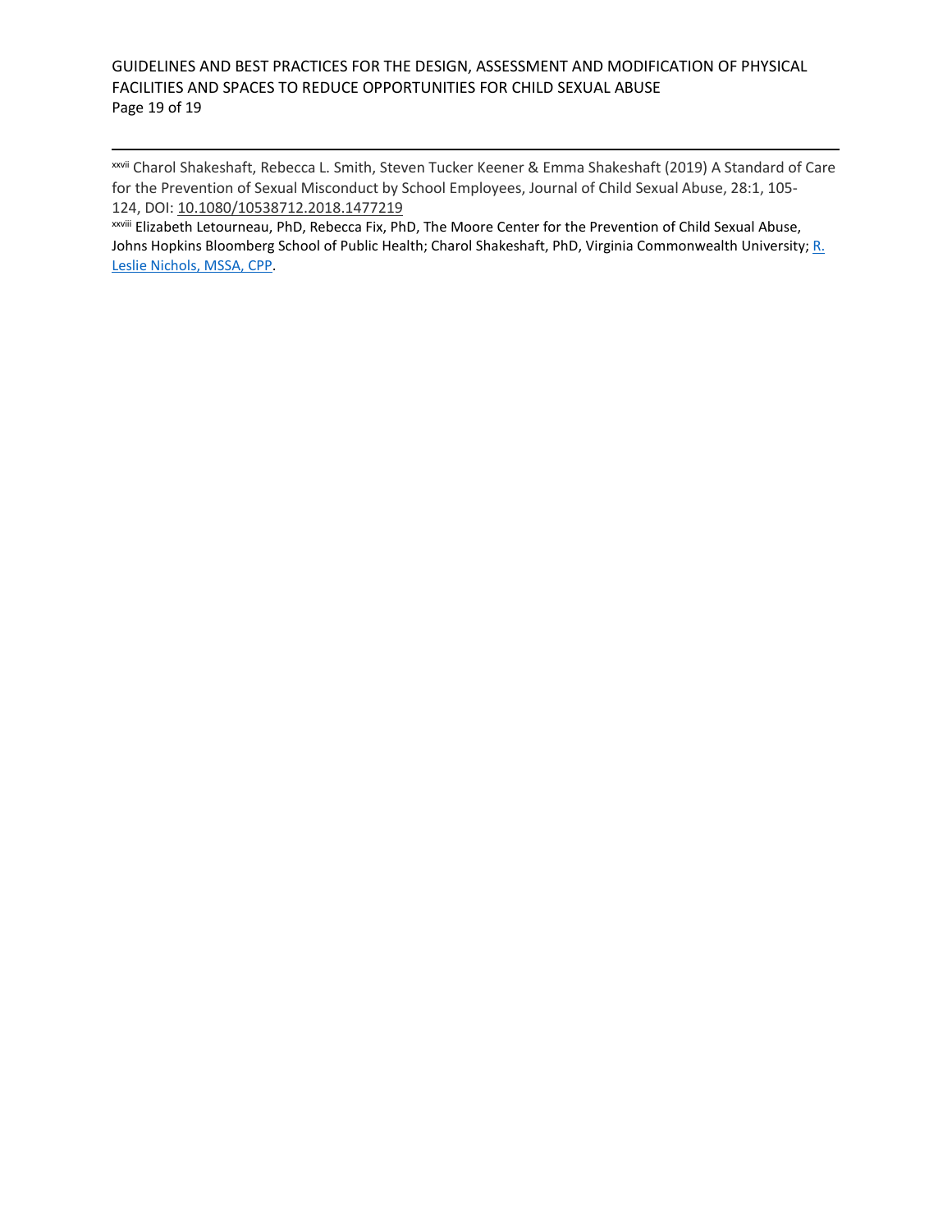[xxvii] Charol Shakeshaft, Rebecca L. Smith, Steven Tucker Keener & Emma Shakeshaft (2019) A Standard of Care for the Prevention of Sexual Misconduct by School Employees, Journal of Child Sexual Abuse, 28:1, 105-124, DOI: 10.1080/10538712.2018.1477219

[xxviii] Elizabeth Letourneau, PhD, Rebecca Fix, PhD, The Moore Center for the Prevention of Child Sexual Abuse, Johns Hopkins Bloomberg School of Public Health; Charol Shakeshaft, PhD, Virginia Commonwealth University; R. Leslie Nichols, MSSA, CPP.